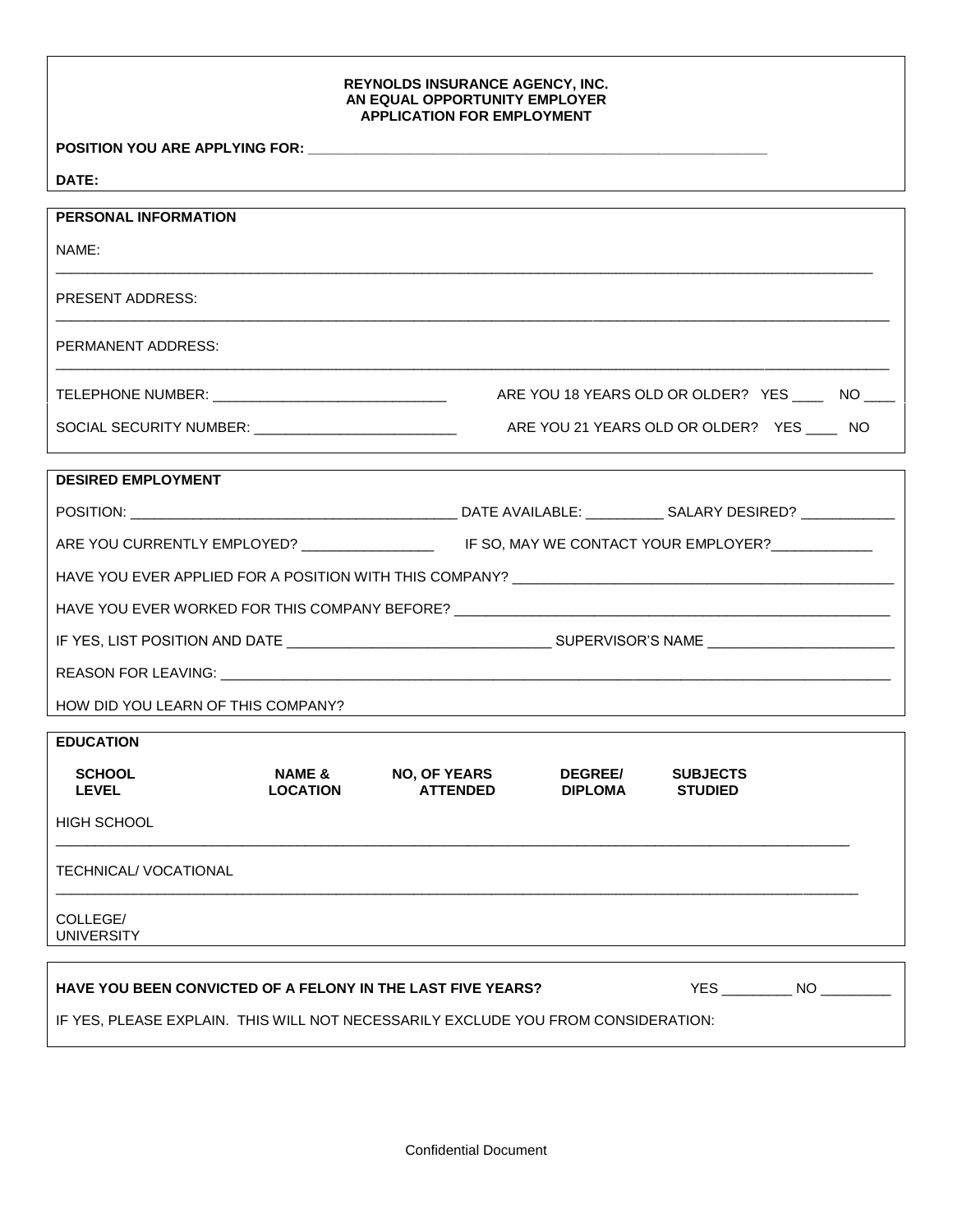**REYNOLDS INSURANCE AGENCY, INC.**
**AN EQUAL OPPORTUNITY EMPLOYER**
**APPLICATION FOR EMPLOYMENT**

**POSITION YOU ARE APPLYING FOR:** ____________________________________________________________

**DATE:**

## PERSONAL INFORMATION

NAME:
______________________________________________________________________________________________

PRESENT ADDRESS:
______________________________________________________________________________________________

PERMANENT ADDRESS:
______________________________________________________________________________________________

TELEPHONE NUMBER: _____________________________ ARE YOU 18 YEARS OLD OR OLDER? YES ____ NO ____

SOCIAL SECURITY NUMBER: _________________________ ARE YOU 21 YEARS OLD OR OLDER? YES ____ NO

## DESIRED EMPLOYMENT

POSITION: __________________________________________ DATE AVAILABLE: __________ SALARY DESIRED? ____________

ARE YOU CURRENTLY EMPLOYED? ________________ IF SO, MAY WE CONTACT YOUR EMPLOYER?_____________

HAVE YOU EVER APPLIED FOR A POSITION WITH THIS COMPANY? _________________________________________________

HAVE YOU EVER WORKED FOR THIS COMPANY BEFORE? ______________________________________________________

IF YES, LIST POSITION AND DATE _________________________________ SUPERVISOR'S NAME _______________________

REASON FOR LEAVING: _____________________________________________________________________________________

HOW DID YOU LEARN OF THIS COMPANY?

## EDUCATION

| SCHOOL LEVEL | NAME & LOCATION | NO, OF YEARS ATTENDED | DEGREE/ DIPLOMA | SUBJECTS STUDIED |
|---|---|---|---|---|
| HIGH SCHOOL | | | | |
| TECHNICAL/ VOCATIONAL | | | | |
| COLLEGE/ UNIVERSITY | | | | |

**HAVE YOU BEEN CONVICTED OF A FELONY IN THE LAST FIVE YEARS?** YES _________ NO _________

IF YES, PLEASE EXPLAIN. THIS WILL NOT NECESSARILY EXCLUDE YOU FROM CONSIDERATION:

Confidential Document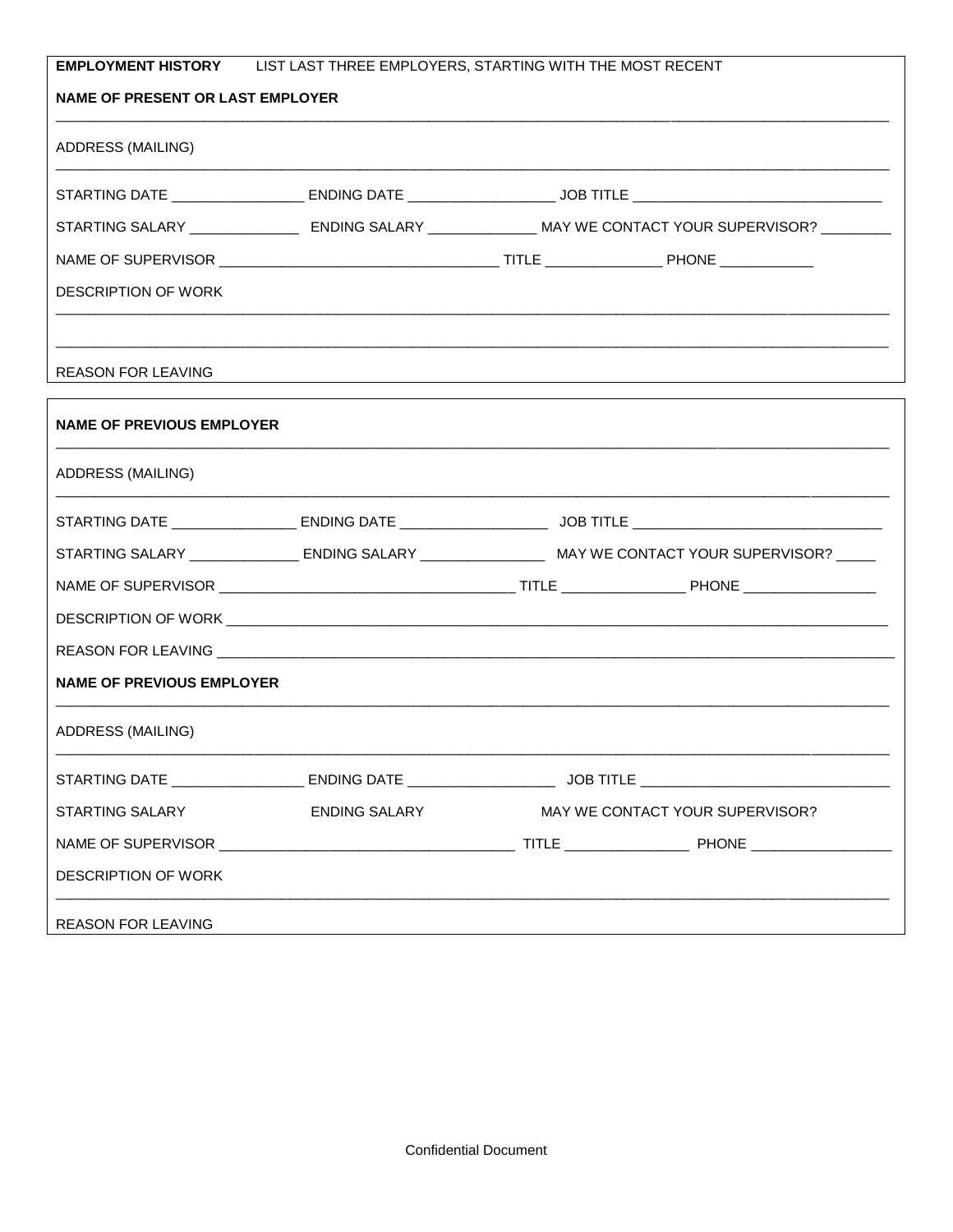**EMPLOYMENT HISTORY** LIST LAST THREE EMPLOYERS, STARTING WITH THE MOST RECENT

**NAME OF PRESENT OR LAST EMPLOYER**

______________________________________________________________________________

ADDRESS (MAILING)

______________________________________________________________________________

STARTING DATE ________________ ENDING DATE __________________ JOB TITLE _______________________________

STARTING SALARY ______________ ENDING SALARY ______________ MAY WE CONTACT YOUR SUPERVISOR? _________

NAME OF SUPERVISOR ___________________________________ TITLE _______________ PHONE ____________

DESCRIPTION OF WORK

______________________________________________________________________________

______________________________________________________________________________

REASON FOR LEAVING

**NAME OF PREVIOUS EMPLOYER**

______________________________________________________________________________

ADDRESS (MAILING)

______________________________________________________________________________

STARTING DATE ________________ ENDING DATE __________________ JOB TITLE _______________________________

STARTING SALARY ______________ ENDING SALARY ________________ MAY WE CONTACT YOUR SUPERVISOR? _____

NAME OF SUPERVISOR _____________________________________ TITLE ________________ PHONE _________________

DESCRIPTION OF WORK ______________________________________________________________________________

REASON FOR LEAVING _______________________________________________________________________________

**NAME OF PREVIOUS EMPLOYER**

______________________________________________________________________________

ADDRESS (MAILING)

______________________________________________________________________________

STARTING DATE ________________ ENDING DATE __________________ JOB TITLE _______________________________

STARTING SALARY ENDING SALARY MAY WE CONTACT YOUR SUPERVISOR?

NAME OF SUPERVISOR _____________________________________ TITLE ________________ PHONE __________________

DESCRIPTION OF WORK

______________________________________________________________________________

REASON FOR LEAVING

Confidential Document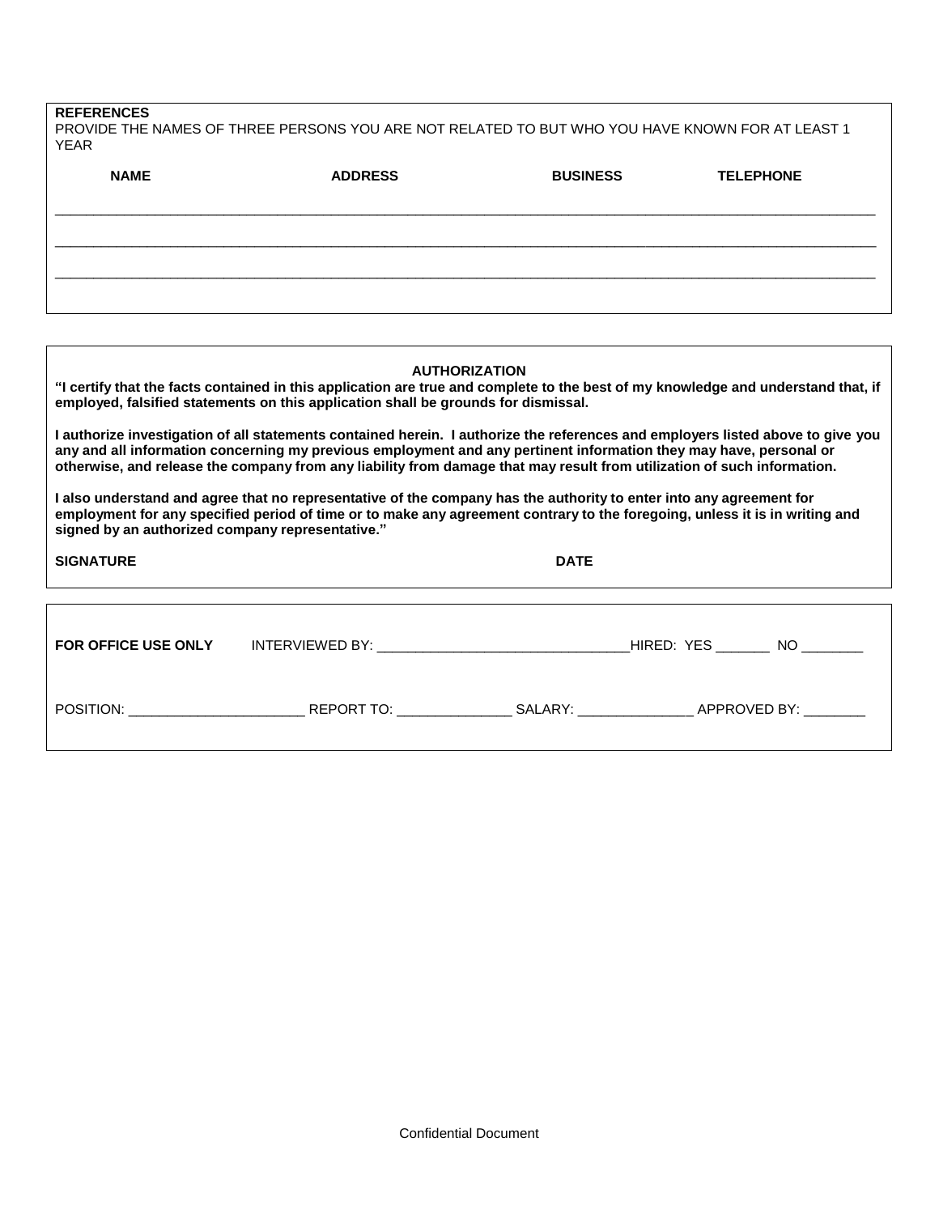**REFERENCES**

PROVIDE THE NAMES OF THREE PERSONS YOU ARE NOT RELATED TO BUT WHO YOU HAVE KNOWN FOR AT LEAST 1 YEAR

| NAME | ADDRESS | BUSINESS | TELEPHONE |
| --- | --- | --- | --- |
| | | | |
| | | | |
| | | | |

**AUTHORIZATION**

**"I certify that the facts contained in this application are true and complete to the best of my knowledge and understand that, if employed, falsified statements on this application shall be grounds for dismissal.**

**I authorize investigation of all statements contained herein. I authorize the references and employers listed above to give you any and all information concerning my previous employment and any pertinent information they may have, personal or otherwise, and release the company from any liability from damage that may result from utilization of such information.**

**I also understand and agree that no representative of the company has the authority to enter into any agreement for employment for any specified period of time or to make any agreement contrary to the foregoing, unless it is in writing and signed by an authorized company representative."**

**SIGNATURE** **DATE**

**FOR OFFICE USE ONLY** INTERVIEWED BY: ________________________________HIRED: YES _______ NO ________

POSITION: ______________________ REPORT TO: _______________ SALARY: _______________ APPROVED BY: ________

Confidential Document